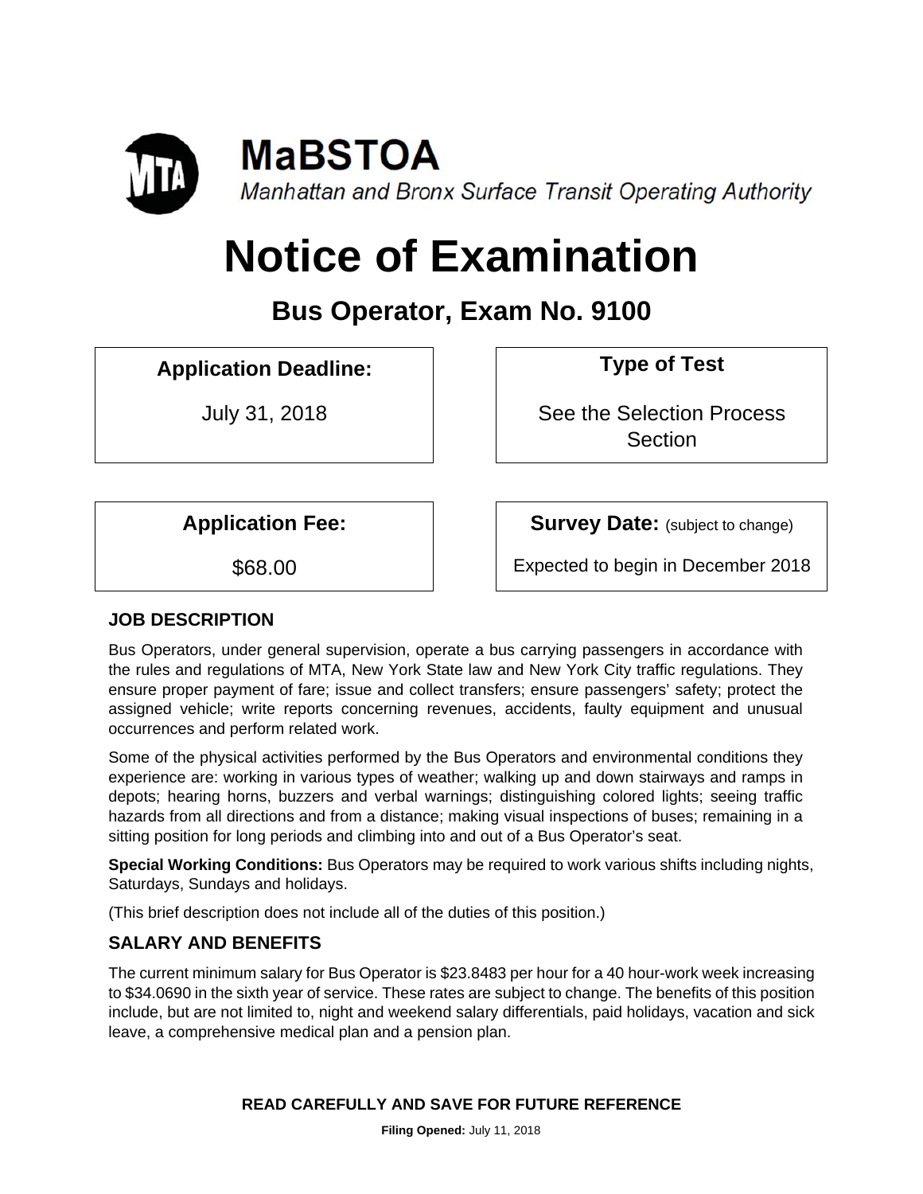**MaBSTOA**

*Manhattan and Bronx Surface Transit Operating Authority*

# Notice of Examination

## Bus Operator, Exam No. 9100

**Application Deadline:**

July 31, 2018

**Type of Test**

See the Selection Process Section

**Application Fee:**

$68.00

**Survey Date:** (subject to change)

Expected to begin in December 2018

### JOB DESCRIPTION

Bus Operators, under general supervision, operate a bus carrying passengers in accordance with the rules and regulations of MTA, New York State law and New York City traffic regulations. They ensure proper payment of fare; issue and collect transfers; ensure passengers' safety; protect the assigned vehicle; write reports concerning revenues, accidents, faulty equipment and unusual occurrences and perform related work.

Some of the physical activities performed by the Bus Operators and environmental conditions they experience are: working in various types of weather; walking up and down stairways and ramps in depots; hearing horns, buzzers and verbal warnings; distinguishing colored lights; seeing traffic hazards from all directions and from a distance; making visual inspections of buses; remaining in a sitting position for long periods and climbing into and out of a Bus Operator's seat.

**Special Working Conditions:** Bus Operators may be required to work various shifts including nights, Saturdays, Sundays and holidays.

(This brief description does not include all of the duties of this position.)

### SALARY AND BENEFITS

The current minimum salary for Bus Operator is $23.8483 per hour for a 40 hour-work week increasing to $34.0690 in the sixth year of service. These rates are subject to change. The benefits of this position include, but are not limited to, night and weekend salary differentials, paid holidays, vacation and sick leave, a comprehensive medical plan and a pension plan.

**READ CAREFULLY AND SAVE FOR FUTURE REFERENCE**

**Filing Opened:** July 11, 2018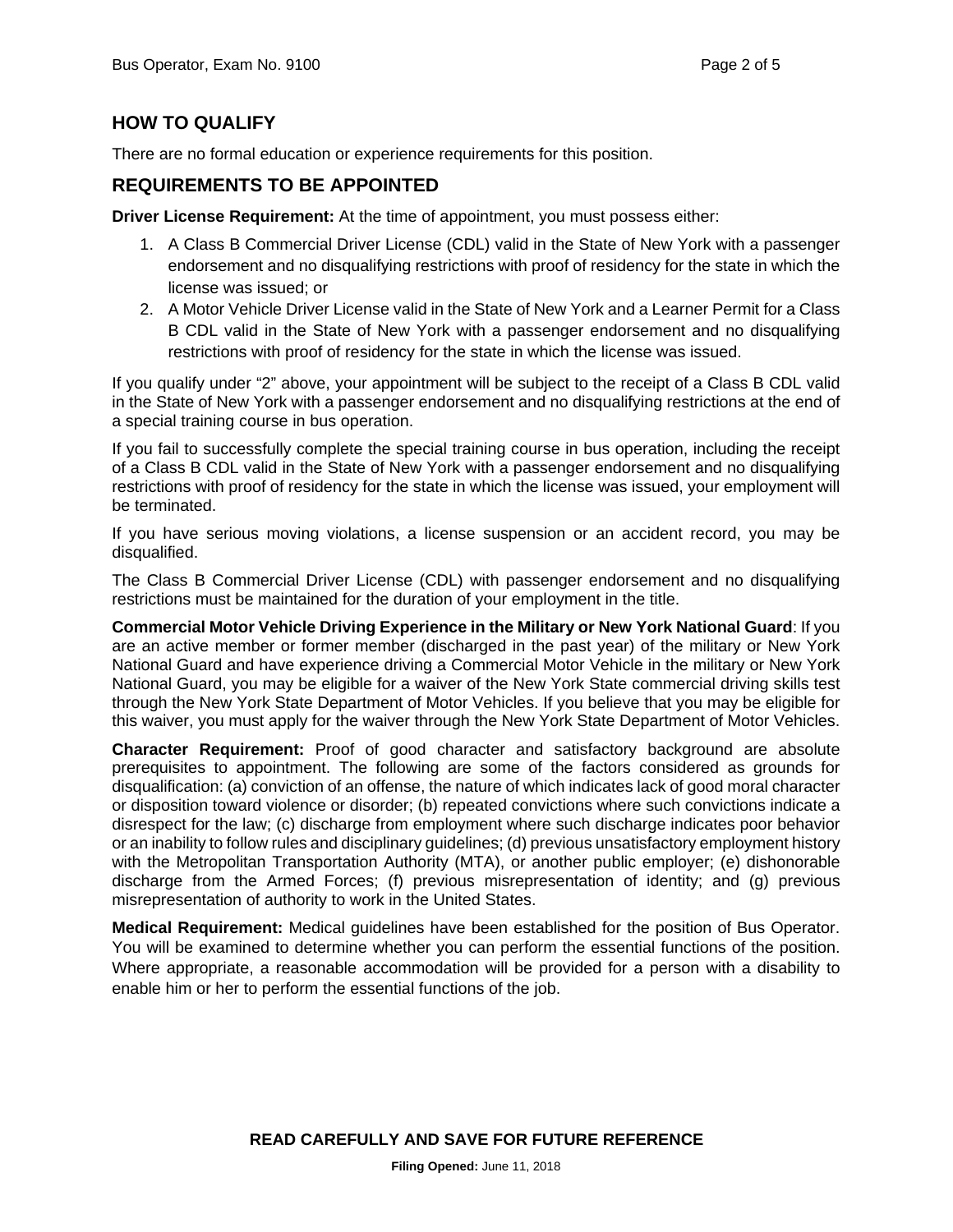## HOW TO QUALIFY

There are no formal education or experience requirements for this position.

## REQUIREMENTS TO BE APPOINTED

**Driver License Requirement:** At the time of appointment, you must possess either:

1. A Class B Commercial Driver License (CDL) valid in the State of New York with a passenger endorsement and no disqualifying restrictions with proof of residency for the state in which the license was issued; or
2. A Motor Vehicle Driver License valid in the State of New York and a Learner Permit for a Class B CDL valid in the State of New York with a passenger endorsement and no disqualifying restrictions with proof of residency for the state in which the license was issued.

If you qualify under "2" above, your appointment will be subject to the receipt of a Class B CDL valid in the State of New York with a passenger endorsement and no disqualifying restrictions at the end of a special training course in bus operation.

If you fail to successfully complete the special training course in bus operation, including the receipt of a Class B CDL valid in the State of New York with a passenger endorsement and no disqualifying restrictions with proof of residency for the state in which the license was issued, your employment will be terminated.

If you have serious moving violations, a license suspension or an accident record, you may be disqualified.

The Class B Commercial Driver License (CDL) with passenger endorsement and no disqualifying restrictions must be maintained for the duration of your employment in the title.

**Commercial Motor Vehicle Driving Experience in the Military or New York National Guard**: If you are an active member or former member (discharged in the past year) of the military or New York National Guard and have experience driving a Commercial Motor Vehicle in the military or New York National Guard, you may be eligible for a waiver of the New York State commercial driving skills test through the New York State Department of Motor Vehicles. If you believe that you may be eligible for this waiver, you must apply for the waiver through the New York State Department of Motor Vehicles.

**Character Requirement:** Proof of good character and satisfactory background are absolute prerequisites to appointment. The following are some of the factors considered as grounds for disqualification: (a) conviction of an offense, the nature of which indicates lack of good moral character or disposition toward violence or disorder; (b) repeated convictions where such convictions indicate a disrespect for the law; (c) discharge from employment where such discharge indicates poor behavior or an inability to follow rules and disciplinary guidelines; (d) previous unsatisfactory employment history with the Metropolitan Transportation Authority (MTA), or another public employer; (e) dishonorable discharge from the Armed Forces; (f) previous misrepresentation of identity; and (g) previous misrepresentation of authority to work in the United States.

**Medical Requirement:** Medical guidelines have been established for the position of Bus Operator. You will be examined to determine whether you can perform the essential functions of the position. Where appropriate, a reasonable accommodation will be provided for a person with a disability to enable him or her to perform the essential functions of the job.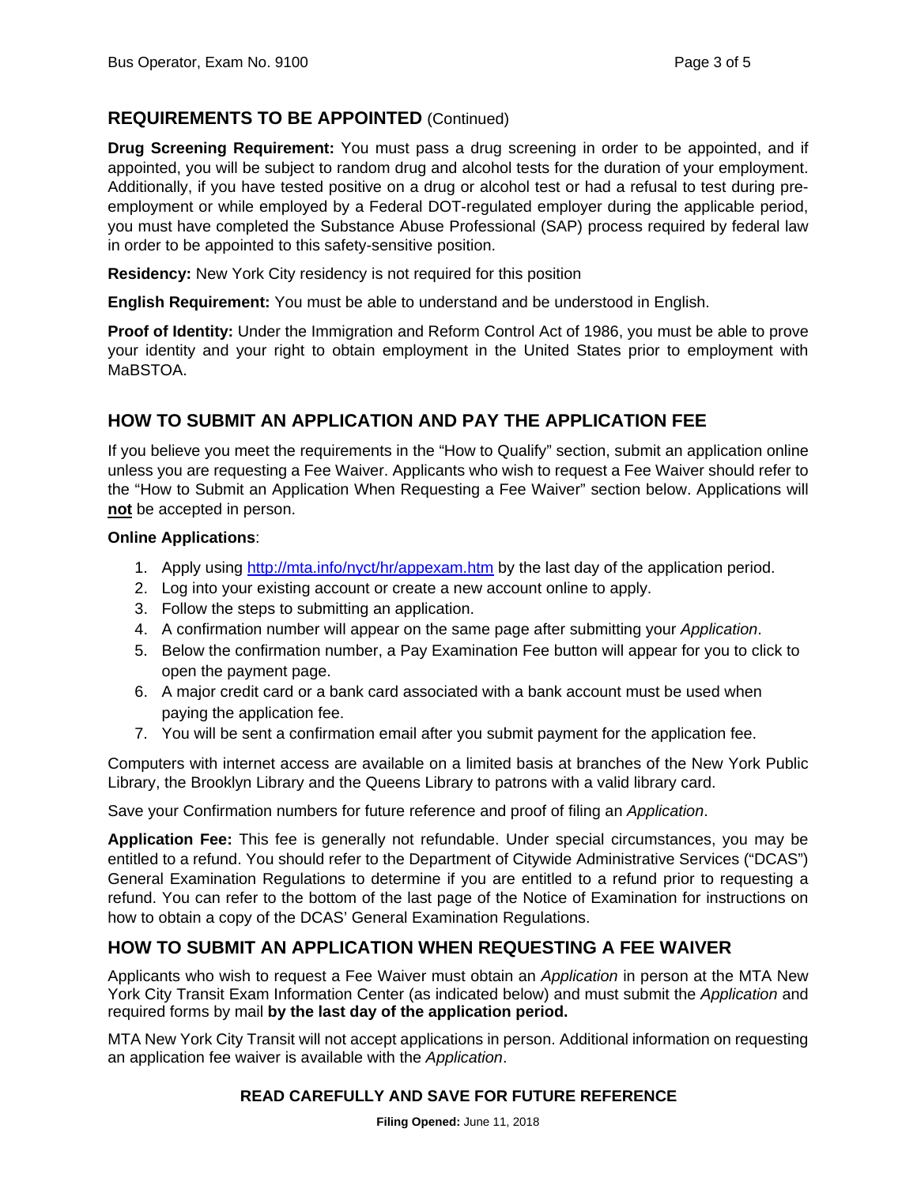## REQUIREMENTS TO BE APPOINTED (Continued)

**Drug Screening Requirement:** You must pass a drug screening in order to be appointed, and if appointed, you will be subject to random drug and alcohol tests for the duration of your employment. Additionally, if you have tested positive on a drug or alcohol test or had a refusal to test during pre-employment or while employed by a Federal DOT-regulated employer during the applicable period, you must have completed the Substance Abuse Professional (SAP) process required by federal law in order to be appointed to this safety-sensitive position.

**Residency:** New York City residency is not required for this position

**English Requirement:** You must be able to understand and be understood in English.

**Proof of Identity:** Under the Immigration and Reform Control Act of 1986, you must be able to prove your identity and your right to obtain employment in the United States prior to employment with MaBSTOA.

## HOW TO SUBMIT AN APPLICATION AND PAY THE APPLICATION FEE

If you believe you meet the requirements in the "How to Qualify" section, submit an application online unless you are requesting a Fee Waiver. Applicants who wish to request a Fee Waiver should refer to the "How to Submit an Application When Requesting a Fee Waiver" section below. Applications will **not** be accepted in person.

**Online Applications**:

1. Apply using http://mta.info/nyct/hr/appexam.htm by the last day of the application period.
2. Log into your existing account or create a new account online to apply.
3. Follow the steps to submitting an application.
4. A confirmation number will appear on the same page after submitting your *Application*.
5. Below the confirmation number, a Pay Examination Fee button will appear for you to click to open the payment page.
6. A major credit card or a bank card associated with a bank account must be used when paying the application fee.
7. You will be sent a confirmation email after you submit payment for the application fee.

Computers with internet access are available on a limited basis at branches of the New York Public Library, the Brooklyn Library and the Queens Library to patrons with a valid library card.

Save your Confirmation numbers for future reference and proof of filing an *Application*.

**Application Fee:** This fee is generally not refundable. Under special circumstances, you may be entitled to a refund. You should refer to the Department of Citywide Administrative Services ("DCAS") General Examination Regulations to determine if you are entitled to a refund prior to requesting a refund. You can refer to the bottom of the last page of the Notice of Examination for instructions on how to obtain a copy of the DCAS' General Examination Regulations.

## HOW TO SUBMIT AN APPLICATION WHEN REQUESTING A FEE WAIVER

Applicants who wish to request a Fee Waiver must obtain an *Application* in person at the MTA New York City Transit Exam Information Center (as indicated below) and must submit the *Application* and required forms by mail **by the last day of the application period.**

MTA New York City Transit will not accept applications in person. Additional information on requesting an application fee waiver is available with the *Application*.

**READ CAREFULLY AND SAVE FOR FUTURE REFERENCE**

**Filing Opened:** June 11, 2018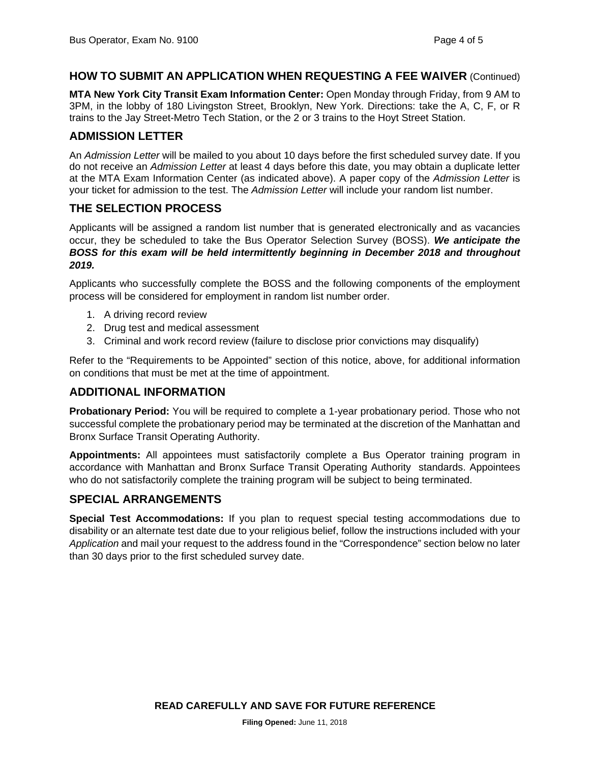## HOW TO SUBMIT AN APPLICATION WHEN REQUESTING A FEE WAIVER (Continued)

**MTA New York City Transit Exam Information Center:** Open Monday through Friday, from 9 AM to 3PM, in the lobby of 180 Livingston Street, Brooklyn, New York. Directions: take the A, C, F, or R trains to the Jay Street-Metro Tech Station, or the 2 or 3 trains to the Hoyt Street Station.

## ADMISSION LETTER

An *Admission Letter* will be mailed to you about 10 days before the first scheduled survey date. If you do not receive an *Admission Letter* at least 4 days before this date, you may obtain a duplicate letter at the MTA Exam Information Center (as indicated above). A paper copy of the *Admission Letter* is your ticket for admission to the test. The *Admission Letter* will include your random list number.

## THE SELECTION PROCESS

Applicants will be assigned a random list number that is generated electronically and as vacancies occur, they be scheduled to take the Bus Operator Selection Survey (BOSS). ***We anticipate the BOSS for this exam will be held intermittently beginning in December 2018 and throughout 2019.***

Applicants who successfully complete the BOSS and the following components of the employment process will be considered for employment in random list number order.

1. A driving record review
2. Drug test and medical assessment
3. Criminal and work record review (failure to disclose prior convictions may disqualify)

Refer to the "Requirements to be Appointed" section of this notice, above, for additional information on conditions that must be met at the time of appointment.

## ADDITIONAL INFORMATION

**Probationary Period:** You will be required to complete a 1-year probationary period. Those who not successful complete the probationary period may be terminated at the discretion of the Manhattan and Bronx Surface Transit Operating Authority.

**Appointments:** All appointees must satisfactorily complete a Bus Operator training program in accordance with Manhattan and Bronx Surface Transit Operating Authority standards. Appointees who do not satisfactorily complete the training program will be subject to being terminated.

## SPECIAL ARRANGEMENTS

**Special Test Accommodations:** If you plan to request special testing accommodations due to disability or an alternate test date due to your religious belief, follow the instructions included with your *Application* and mail your request to the address found in the "Correspondence" section below no later than 30 days prior to the first scheduled survey date.

**READ CAREFULLY AND SAVE FOR FUTURE REFERENCE**

**Filing Opened:** June 11, 2018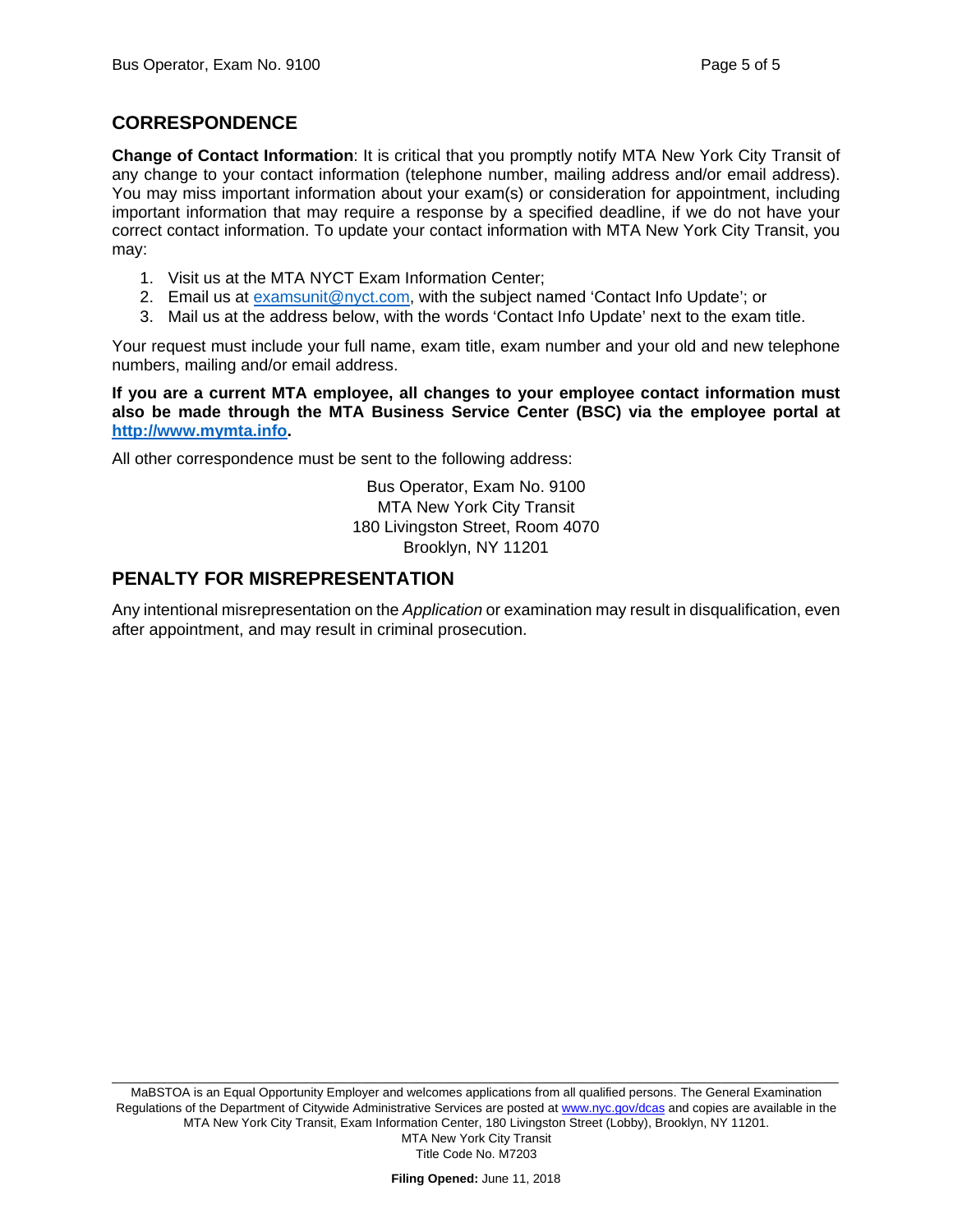## CORRESPONDENCE

**Change of Contact Information**: It is critical that you promptly notify MTA New York City Transit of any change to your contact information (telephone number, mailing address and/or email address). You may miss important information about your exam(s) or consideration for appointment, including important information that may require a response by a specified deadline, if we do not have your correct contact information. To update your contact information with MTA New York City Transit, you may:

1. Visit us at the MTA NYCT Exam Information Center;
2. Email us at examsunit@nyct.com, with the subject named 'Contact Info Update'; or
3. Mail us at the address below, with the words 'Contact Info Update' next to the exam title.

Your request must include your full name, exam title, exam number and your old and new telephone numbers, mailing and/or email address.

**If you are a current MTA employee, all changes to your employee contact information must also be made through the MTA Business Service Center (BSC) via the employee portal at http://www.mymta.info.**

All other correspondence must be sent to the following address:

Bus Operator, Exam No. 9100
MTA New York City Transit
180 Livingston Street, Room 4070
Brooklyn, NY 11201

## PENALTY FOR MISREPRESENTATION

Any intentional misrepresentation on the *Application* or examination may result in disqualification, even after appointment, and may result in criminal prosecution.

MaBSTOA is an Equal Opportunity Employer and welcomes applications from all qualified persons. The General Examination Regulations of the Department of Citywide Administrative Services are posted at www.nyc.gov/dcas and copies are available in the MTA New York City Transit, Exam Information Center, 180 Livingston Street (Lobby), Brooklyn, NY 11201.
MTA New York City Transit
Title Code No. M7203

**Filing Opened:** June 11, 2018